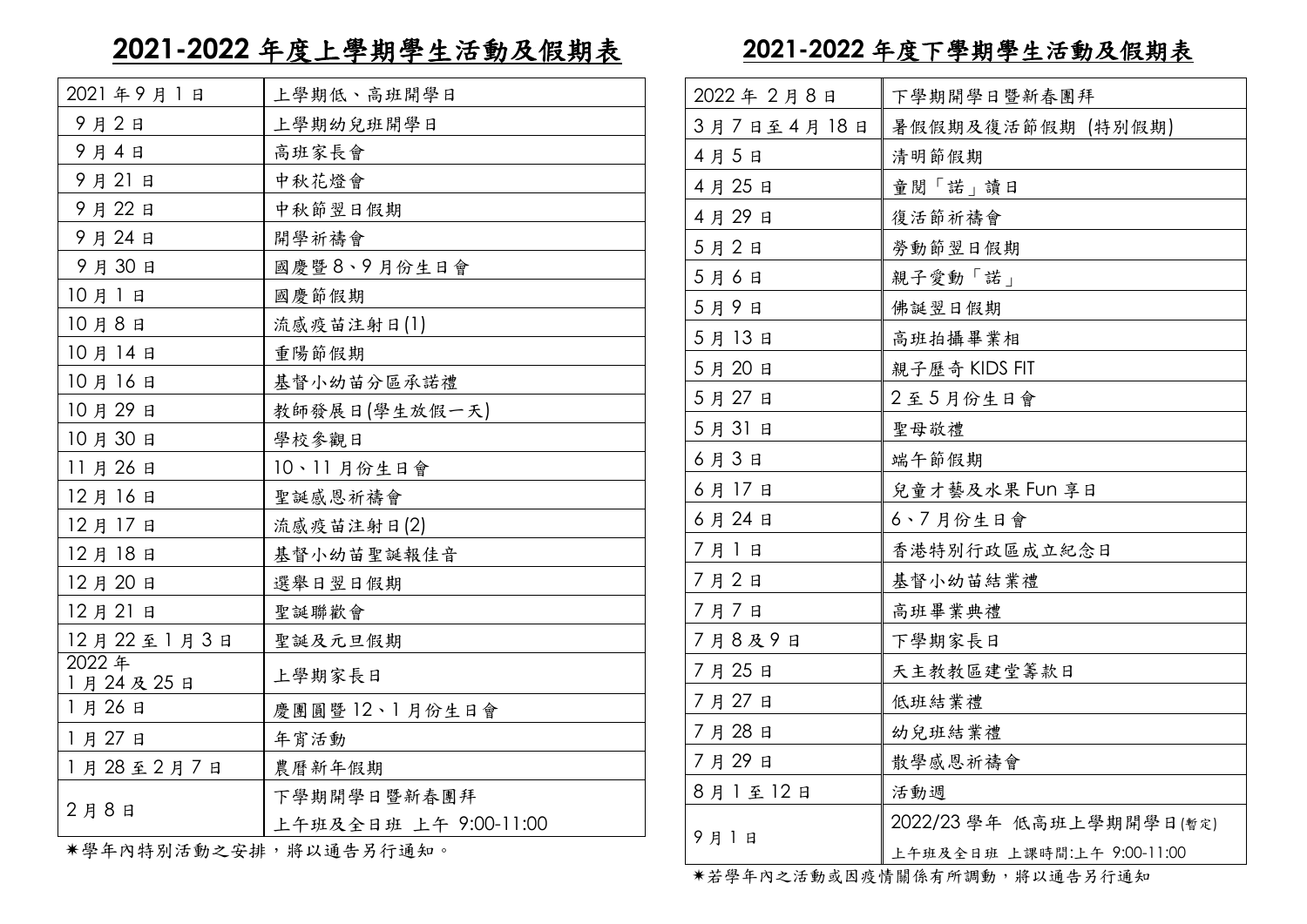## 2021-2022 年度上學期學生活動及假期表

| 日期 | 活動 |
|---|---|
| 2021 年 9 月 1 日 | 上學期低、高班開學日 |
| 9 月 2 日 | 上學期幼兒班開學日 |
| 9 月 4 日 | 高班家長會 |
| 9 月 21 日 | 中秋花燈會 |
| 9 月 22 日 | 中秋節翌日假期 |
| 9 月 24 日 | 開學祈禱會 |
| 9 月 30 日 | 國慶暨 8、9 月份生日會 |
| 10 月 1 日 | 國慶節假期 |
| 10 月 8 日 | 流感疫苗注射日(1) |
| 10 月 14 日 | 重陽節假期 |
| 10 月 16 日 | 基督小幼苗分區承諾禮 |
| 10 月 29 日 | 教師發展日(學生放假一天) |
| 10 月 30 日 | 學校參觀日 |
| 11 月 26 日 | 10、11 月份生日會 |
| 12 月 16 日 | 聖誕感恩祈禱會 |
| 12 月 17 日 | 流感疫苗注射日(2) |
| 12 月 18 日 | 基督小幼苗聖誕報佳音 |
| 12 月 20 日 | 選舉日翌日假期 |
| 12 月 21 日 | 聖誕聯歡會 |
| 12 月 22 至 1 月 3 日 | 聖誕及元旦假期 |
| 2022 年 1 月 24 及 25 日 | 上學期家長日 |
| 1 月 26 日 | 慶團圓暨 12、1 月份生日會 |
| 1 月 27 日 | 年宵活動 |
| 1 月 28 至 2 月 7 日 | 農曆新年假期 |
| 2 月 8 日 | 下學期開學日暨新春團拜<br>上午班及全日班 上午 9:00-11:00 |

✷學年內特別活動之安排，將以通告另行通知。

## 2021-2022 年度下學期學生活動及假期表

| 日期 | 活動 |
|---|---|
| 2022 年 2 月 8 日 | 下學期開學日暨新春團拜 |
| 3 月 7 日至 4 月 18 日 | 暑假假期及復活節假期 (特別假期) |
| 4 月 5 日 | 清明節假期 |
| 4 月 25 日 | 童閱「諾」讀日 |
| 4 月 29 日 | 復活節祈禱會 |
| 5 月 2 日 | 勞動節翌日假期 |
| 5 月 6 日 | 親子愛動「諾」 |
| 5 月 9 日 | 佛誕翌日假期 |
| 5 月 13 日 | 高班拍攝畢業相 |
| 5 月 20 日 | 親子歷奇 KIDS FIT |
| 5 月 27 日 | 2 至 5 月份生日會 |
| 5 月 31 日 | 聖母敬禮 |
| 6 月 3 日 | 端午節假期 |
| 6 月 17 日 | 兒童才藝及水果 Fun 享日 |
| 6 月 24 日 | 6、7 月份生日會 |
| 7 月 1 日 | 香港特別行政區成立紀念日 |
| 7 月 2 日 | 基督小幼苗結業禮 |
| 7 月 7 日 | 高班畢業典禮 |
| 7 月 8 及 9 日 | 下學期家長日 |
| 7 月 25 日 | 天主教教區建堂籌款日 |
| 7 月 27 日 | 低班結業禮 |
| 7 月 28 日 | 幼兒班結業禮 |
| 7 月 29 日 | 散學感恩祈禱會 |
| 8 月 1 至 12 日 | 活動週 |
| 9 月 1 日 | 2022/23 學年 低高班上學期開學日(暫定)<br>上午班及全日班 上課時間:上午 9:00-11:00 |

✷若學年內之活動或因疫情關係有所調動，將以通告另行通知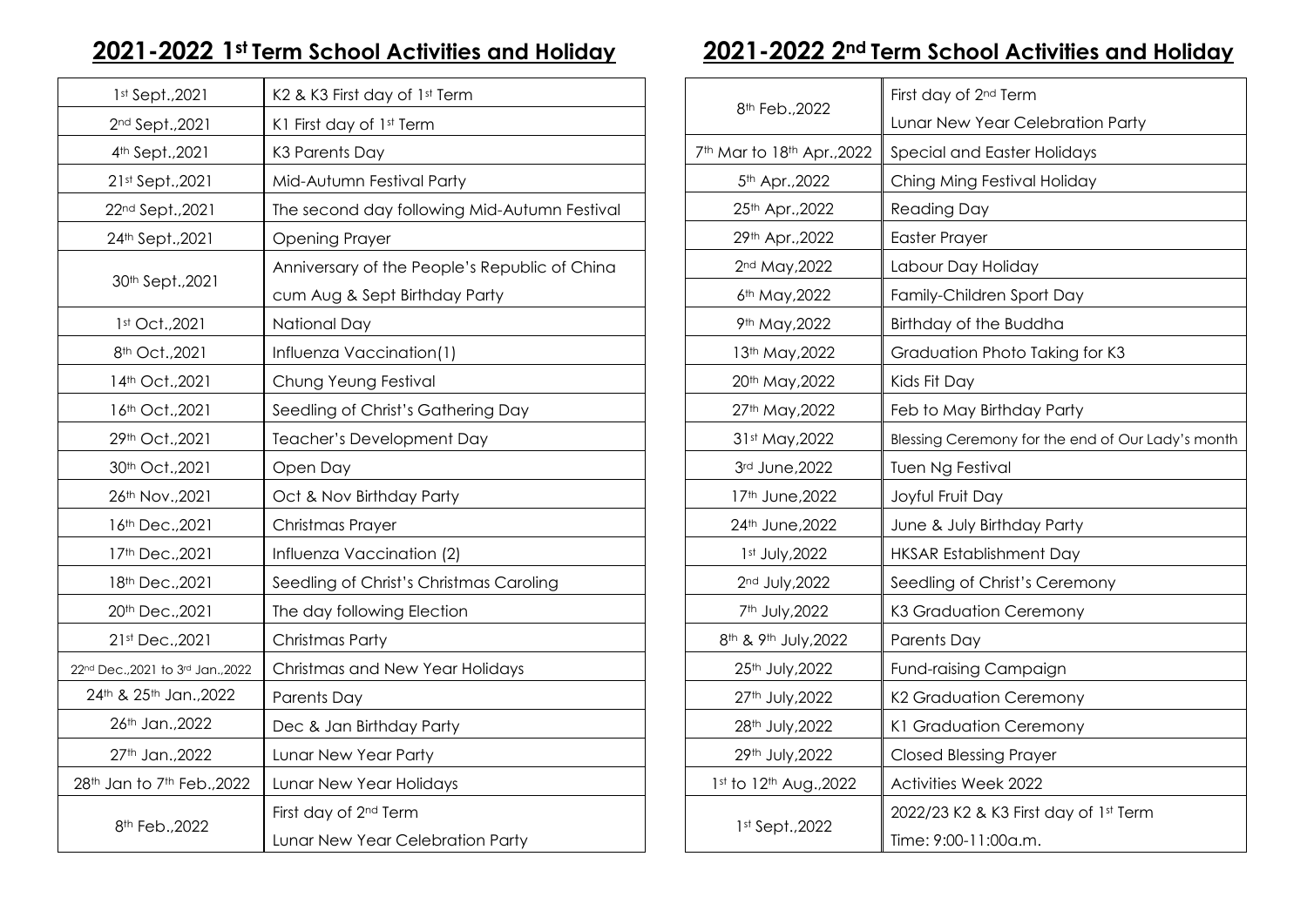## 2021-2022 1st Term School Activities and Holiday

| | |
|---|---|
| 1st Sept.,2021 | K2 & K3 First day of 1st Term |
| 2nd Sept.,2021 | K1 First day of 1st Term |
| 4th Sept.,2021 | K3 Parents Day |
| 21st Sept.,2021 | Mid-Autumn Festival Party |
| 22nd Sept.,2021 | The second day following Mid-Autumn Festival |
| 24th Sept.,2021 | Opening Prayer |
| 30th Sept.,2021 | Anniversary of the People's Republic of China cum Aug & Sept Birthday Party |
| 1st Oct.,2021 | National Day |
| 8th Oct.,2021 | Influenza Vaccination(1) |
| 14th Oct.,2021 | Chung Yeung Festival |
| 16th Oct.,2021 | Seedling of Christ's Gathering Day |
| 29th Oct.,2021 | Teacher's Development Day |
| 30th Oct.,2021 | Open Day |
| 26th Nov.,2021 | Oct & Nov Birthday Party |
| 16th Dec.,2021 | Christmas Prayer |
| 17th Dec.,2021 | Influenza Vaccination (2) |
| 18th Dec.,2021 | Seedling of Christ's Christmas Caroling |
| 20th Dec.,2021 | The day following Election |
| 21st Dec.,2021 | Christmas Party |
| 22nd Dec.,2021 to 3rd Jan.,2022 | Christmas and New Year Holidays |
| 24th & 25th Jan.,2022 | Parents Day |
| 26th Jan.,2022 | Dec & Jan Birthday Party |
| 27th Jan.,2022 | Lunar New Year Party |
| 28th Jan to 7th Feb.,2022 | Lunar New Year Holidays |
| 8th Feb.,2022 | First day of 2nd Term<br>Lunar New Year Celebration Party |

## 2021-2022 2nd Term School Activities and Holiday

| | |
|---|---|
| 8th Feb.,2022 | First day of 2nd Term<br>Lunar New Year Celebration Party |
| 7th Mar to 18th Apr.,2022 | Special and Easter Holidays |
| 5th Apr.,2022 | Ching Ming Festival Holiday |
| 25th Apr.,2022 | Reading Day |
| 29th Apr.,2022 | Easter Prayer |
| 2nd May,2022 | Labour Day Holiday |
| 6th May,2022 | Family-Children Sport Day |
| 9th May,2022 | Birthday of the Buddha |
| 13th May,2022 | Graduation Photo Taking for K3 |
| 20th May,2022 | Kids Fit Day |
| 27th May,2022 | Feb to May Birthday Party |
| 31st May,2022 | Blessing Ceremony for the end of Our Lady's month |
| 3rd June,2022 | Tuen Ng Festival |
| 17th June,2022 | Joyful Fruit Day |
| 24th June,2022 | June & July Birthday Party |
| 1st July,2022 | HKSAR Establishment Day |
| 2nd July,2022 | Seedling of Christ's Ceremony |
| 7th July,2022 | K3 Graduation Ceremony |
| 8th & 9th July,2022 | Parents Day |
| 25th July,2022 | Fund-raising Campaign |
| 27th July,2022 | K2 Graduation Ceremony |
| 28th July,2022 | K1 Graduation Ceremony |
| 29th July,2022 | Closed Blessing Prayer |
| 1st to 12th Aug.,2022 | Activities Week 2022 |
| 1st Sept.,2022 | 2022/23 K2 & K3 First day of 1st Term<br>Time: 9:00-11:00a.m. |